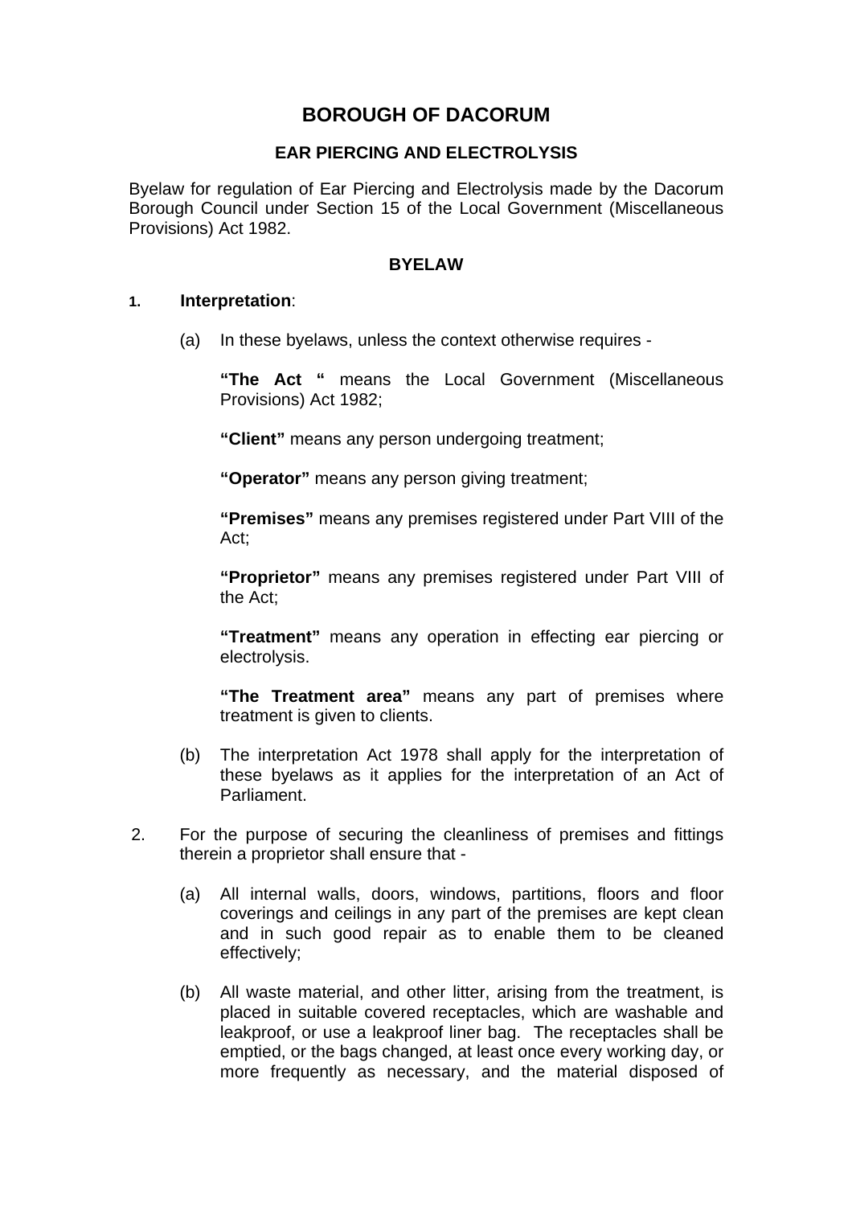# BOROUGH OF DACORUM

## EAR PIERCING AND ELECTROLYSIS

Byelaw for regulation of Ear Piercing and Electrolysis made by the Dacorum Borough Council under Section 15 of the Local Government (Miscellaneous Provisions) Act 1982.

### BYELAW

1. **Interpretation**:

   (a) In these byelaws, unless the context otherwise requires -

   **"The Act "** means the Local Government (Miscellaneous Provisions) Act 1982;

   **"Client"** means any person undergoing treatment;

   **"Operator"** means any person giving treatment;

   **"Premises"** means any premises registered under Part VIII of the Act;

   **"Proprietor"** means any premises registered under Part VIII of the Act;

   **"Treatment"** means any operation in effecting ear piercing or electrolysis.

   **"The Treatment area"** means any part of premises where treatment is given to clients.

   (b) The interpretation Act 1978 shall apply for the interpretation of these byelaws as it applies for the interpretation of an Act of Parliament.

2. For the purpose of securing the cleanliness of premises and fittings therein a proprietor shall ensure that -

   (a) All internal walls, doors, windows, partitions, floors and floor coverings and ceilings in any part of the premises are kept clean and in such good repair as to enable them to be cleaned effectively;

   (b) All waste material, and other litter, arising from the treatment, is placed in suitable covered receptacles, which are washable and leakproof, or use a leakproof liner bag. The receptacles shall be emptied, or the bags changed, at least once every working day, or more frequently as necessary, and the material disposed of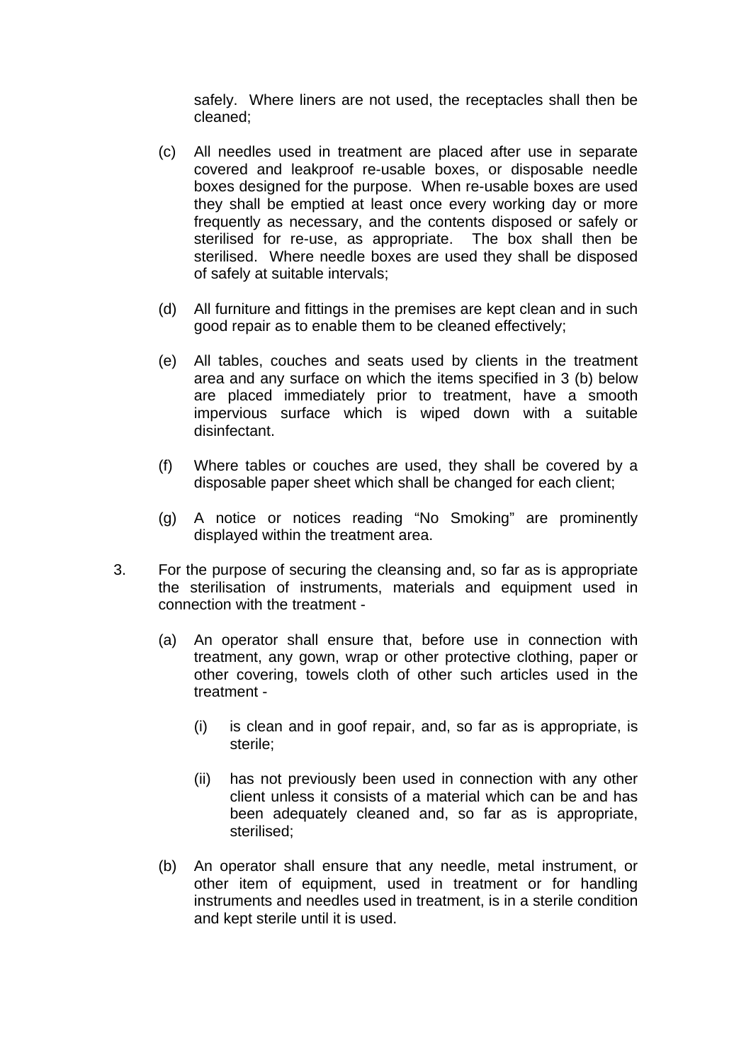safely. Where liners are not used, the receptacles shall then be cleaned;

(c) All needles used in treatment are placed after use in separate covered and leakproof re-usable boxes, or disposable needle boxes designed for the purpose. When re-usable boxes are used they shall be emptied at least once every working day or more frequently as necessary, and the contents disposed or safely or sterilised for re-use, as appropriate. The box shall then be sterilised. Where needle boxes are used they shall be disposed of safely at suitable intervals;

(d) All furniture and fittings in the premises are kept clean and in such good repair as to enable them to be cleaned effectively;

(e) All tables, couches and seats used by clients in the treatment area and any surface on which the items specified in 3 (b) below are placed immediately prior to treatment, have a smooth impervious surface which is wiped down with a suitable disinfectant.

(f) Where tables or couches are used, they shall be covered by a disposable paper sheet which shall be changed for each client;

(g) A notice or notices reading "No Smoking" are prominently displayed within the treatment area.

3. For the purpose of securing the cleansing and, so far as is appropriate the sterilisation of instruments, materials and equipment used in connection with the treatment -

   (a) An operator shall ensure that, before use in connection with treatment, any gown, wrap or other protective clothing, paper or other covering, towels cloth of other such articles used in the treatment -

      (i) is clean and in goof repair, and, so far as is appropriate, is sterile;

      (ii) has not previously been used in connection with any other client unless it consists of a material which can be and has been adequately cleaned and, so far as is appropriate, sterilised;

   (b) An operator shall ensure that any needle, metal instrument, or other item of equipment, used in treatment or for handling instruments and needles used in treatment, is in a sterile condition and kept sterile until it is used.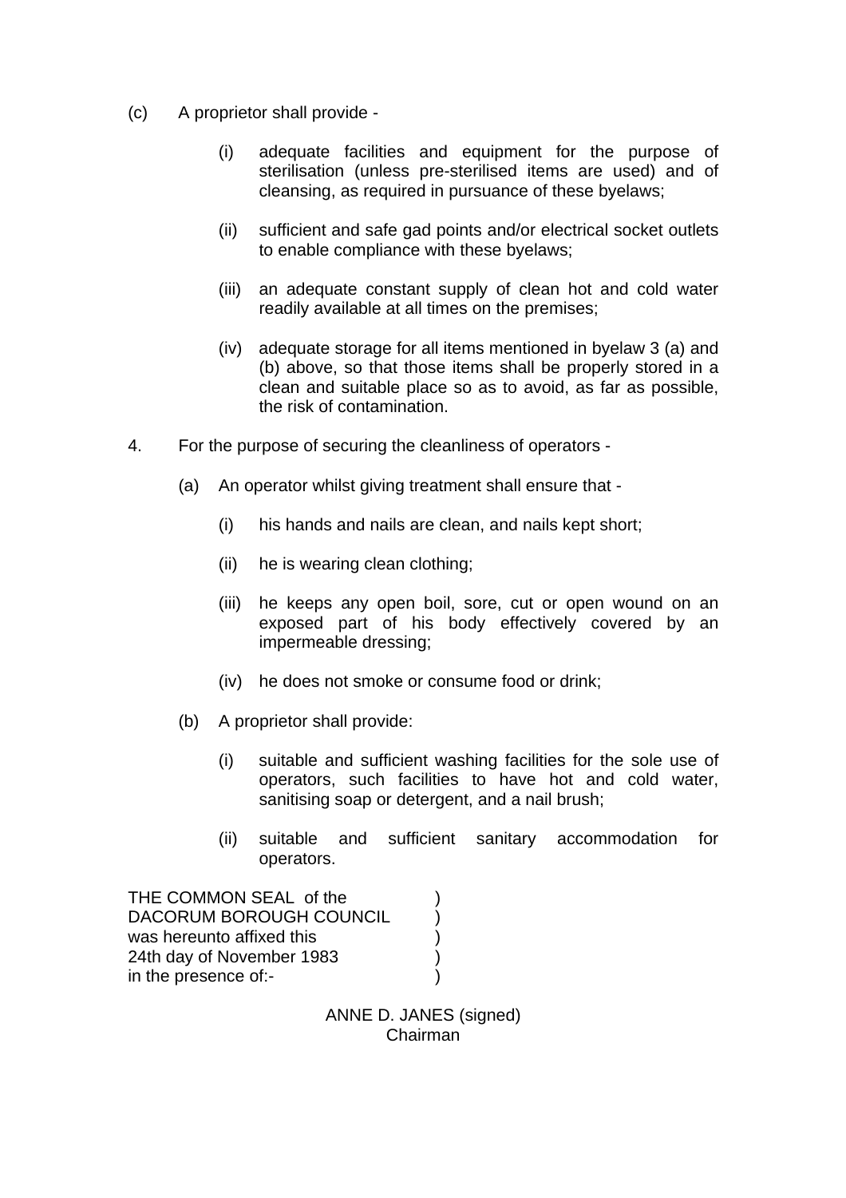(c) A proprietor shall provide -

  (i) adequate facilities and equipment for the purpose of sterilisation (unless pre-sterilised items are used) and of cleansing, as required in pursuance of these byelaws;

  (ii) sufficient and safe gad points and/or electrical socket outlets to enable compliance with these byelaws;

  (iii) an adequate constant supply of clean hot and cold water readily available at all times on the premises;

  (iv) adequate storage for all items mentioned in byelaw 3 (a) and (b) above, so that those items shall be properly stored in a clean and suitable place so as to avoid, as far as possible, the risk of contamination.

4. For the purpose of securing the cleanliness of operators -

  (a) An operator whilst giving treatment shall ensure that -

    (i) his hands and nails are clean, and nails kept short;

    (ii) he is wearing clean clothing;

    (iii) he keeps any open boil, sore, cut or open wound on an exposed part of his body effectively covered by an impermeable dressing;

    (iv) he does not smoke or consume food or drink;

  (b) A proprietor shall provide:

    (i) suitable and sufficient washing facilities for the sole use of operators, such facilities to have hot and cold water, sanitising soap or detergent, and a nail brush;

    (ii) suitable and sufficient sanitary accommodation for operators.

THE COMMON SEAL of the )
DACORUM BOROUGH COUNCIL )
was hereunto affixed this )
24th day of November 1983 )
in the presence of:- )

ANNE D. JANES (signed)
Chairman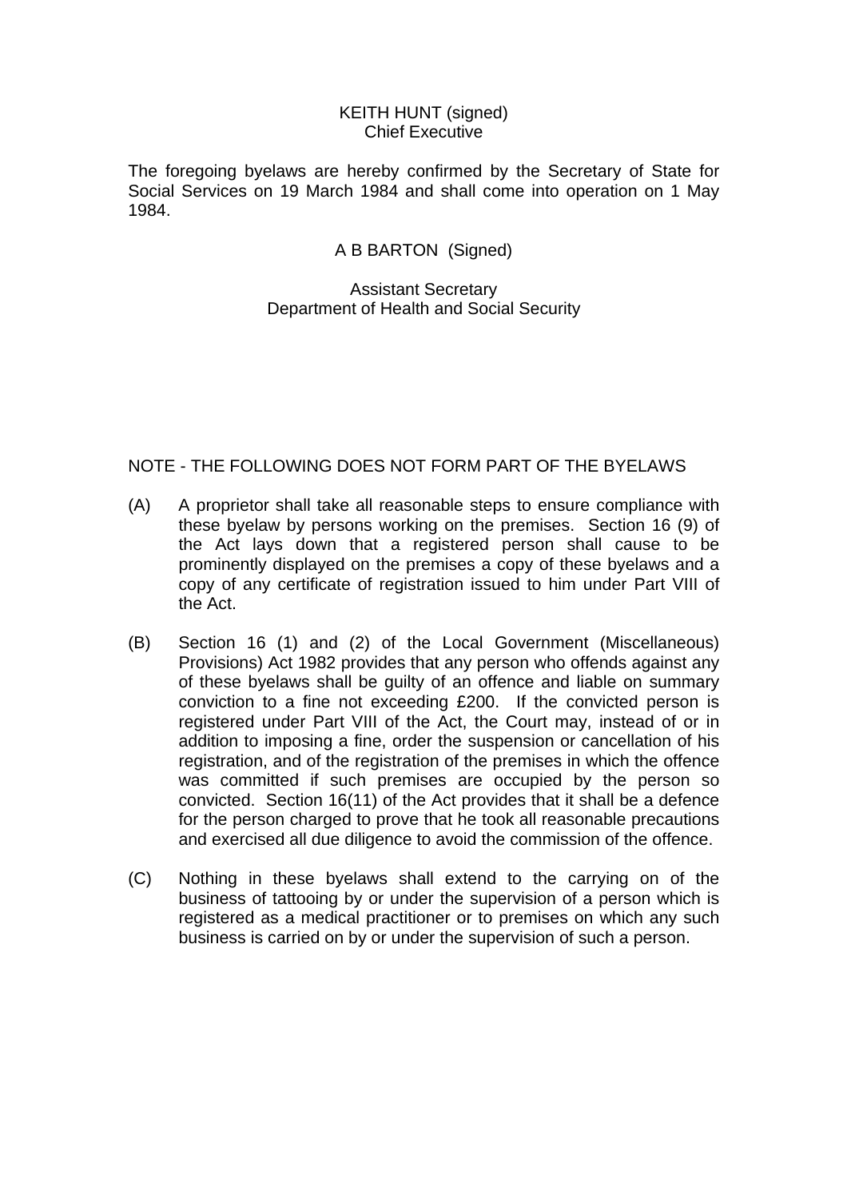KEITH HUNT (signed)
Chief Executive

The foregoing byelaws are hereby confirmed by the Secretary of State for Social Services on 19 March 1984 and shall come into operation on 1 May 1984.

A B BARTON (Signed)

Assistant Secretary
Department of Health and Social Security

NOTE - THE FOLLOWING DOES NOT FORM PART OF THE BYELAWS

(A) A proprietor shall take all reasonable steps to ensure compliance with these byelaw by persons working on the premises. Section 16 (9) of the Act lays down that a registered person shall cause to be prominently displayed on the premises a copy of these byelaws and a copy of any certificate of registration issued to him under Part VIII of the Act.

(B) Section 16 (1) and (2) of the Local Government (Miscellaneous) Provisions) Act 1982 provides that any person who offends against any of these byelaws shall be guilty of an offence and liable on summary conviction to a fine not exceeding £200. If the convicted person is registered under Part VIII of the Act, the Court may, instead of or in addition to imposing a fine, order the suspension or cancellation of his registration, and of the registration of the premises in which the offence was committed if such premises are occupied by the person so convicted. Section 16(11) of the Act provides that it shall be a defence for the person charged to prove that he took all reasonable precautions and exercised all due diligence to avoid the commission of the offence.

(C) Nothing in these byelaws shall extend to the carrying on of the business of tattooing by or under the supervision of a person which is registered as a medical practitioner or to premises on which any such business is carried on by or under the supervision of such a person.